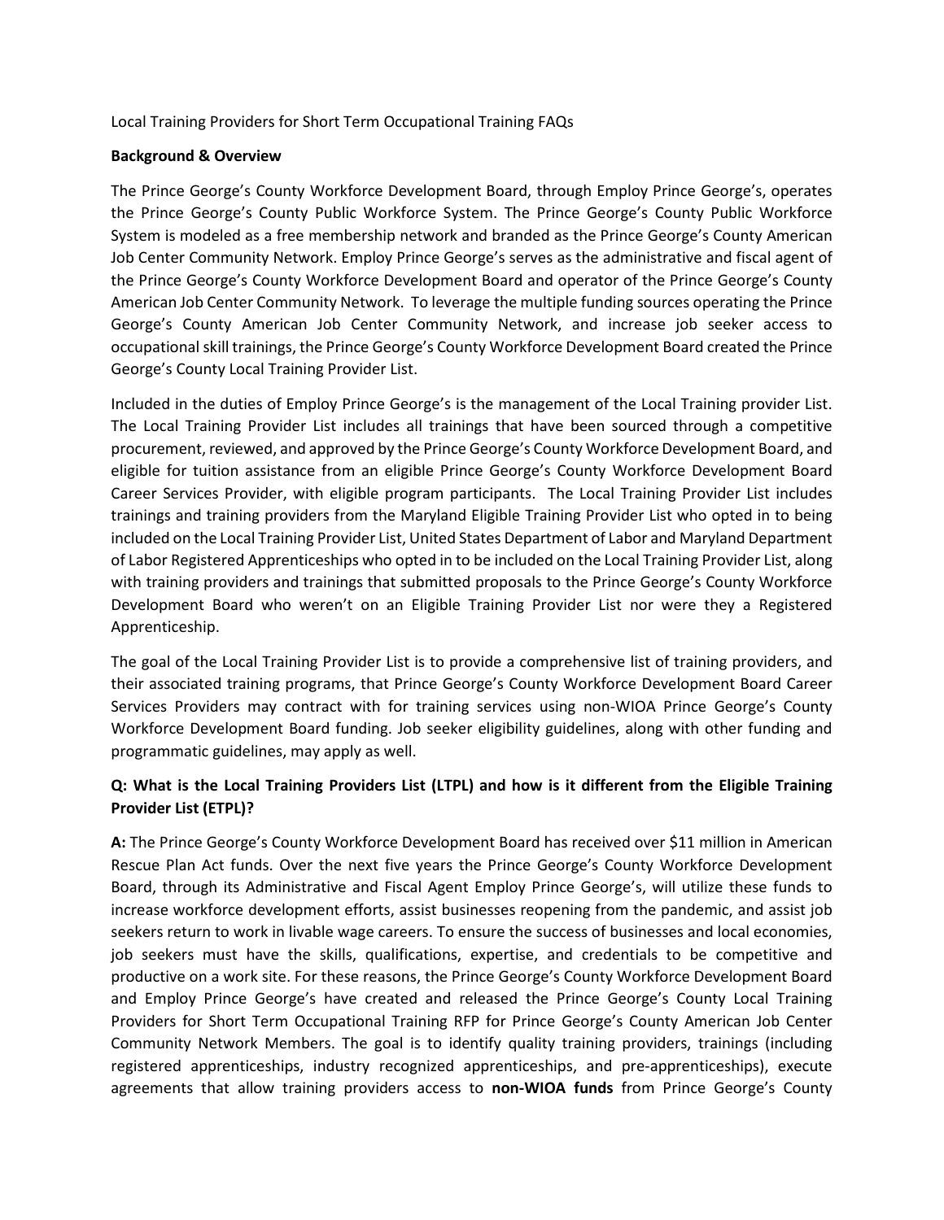Local Training Providers for Short Term Occupational Training FAQs

**Background & Overview**

The Prince George's County Workforce Development Board, through Employ Prince George's, operates the Prince George's County Public Workforce System. The Prince George's County Public Workforce System is modeled as a free membership network and branded as the Prince George's County American Job Center Community Network. Employ Prince George's serves as the administrative and fiscal agent of the Prince George's County Workforce Development Board and operator of the Prince George's County American Job Center Community Network. To leverage the multiple funding sources operating the Prince George's County American Job Center Community Network, and increase job seeker access to occupational skill trainings, the Prince George's County Workforce Development Board created the Prince George's County Local Training Provider List.

Included in the duties of Employ Prince George's is the management of the Local Training provider List. The Local Training Provider List includes all trainings that have been sourced through a competitive procurement, reviewed, and approved by the Prince George's County Workforce Development Board, and eligible for tuition assistance from an eligible Prince George's County Workforce Development Board Career Services Provider, with eligible program participants. The Local Training Provider List includes trainings and training providers from the Maryland Eligible Training Provider List who opted in to being included on the Local Training Provider List, United States Department of Labor and Maryland Department of Labor Registered Apprenticeships who opted in to be included on the Local Training Provider List, along with training providers and trainings that submitted proposals to the Prince George's County Workforce Development Board who weren't on an Eligible Training Provider List nor were they a Registered Apprenticeship.

The goal of the Local Training Provider List is to provide a comprehensive list of training providers, and their associated training programs, that Prince George's County Workforce Development Board Career Services Providers may contract with for training services using non-WIOA Prince George's County Workforce Development Board funding. Job seeker eligibility guidelines, along with other funding and programmatic guidelines, may apply as well.

**Q: What is the Local Training Providers List (LTPL) and how is it different from the Eligible Training Provider List (ETPL)?**

**A:** The Prince George's County Workforce Development Board has received over $11 million in American Rescue Plan Act funds. Over the next five years the Prince George's County Workforce Development Board, through its Administrative and Fiscal Agent Employ Prince George's, will utilize these funds to increase workforce development efforts, assist businesses reopening from the pandemic, and assist job seekers return to work in livable wage careers. To ensure the success of businesses and local economies, job seekers must have the skills, qualifications, expertise, and credentials to be competitive and productive on a work site. For these reasons, the Prince George's County Workforce Development Board and Employ Prince George's have created and released the Prince George's County Local Training Providers for Short Term Occupational Training RFP for Prince George's County American Job Center Community Network Members. The goal is to identify quality training providers, trainings (including registered apprenticeships, industry recognized apprenticeships, and pre-apprenticeships), execute agreements that allow training providers access to **non-WIOA funds** from Prince George's County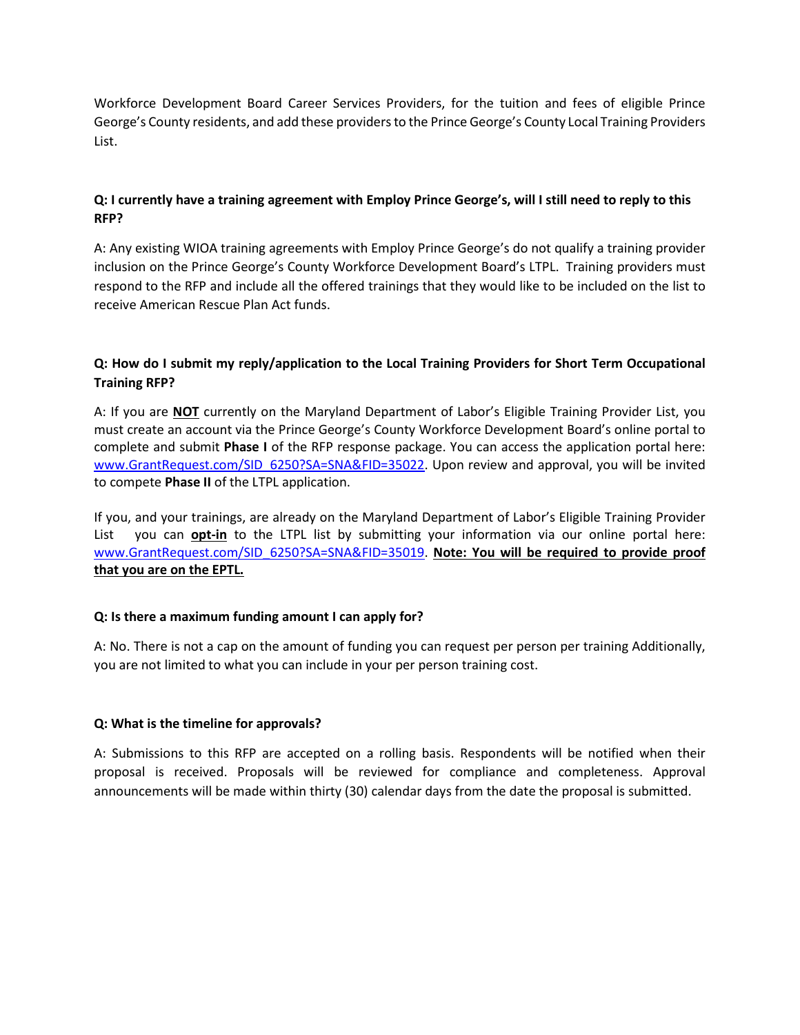Workforce Development Board Career Services Providers, for the tuition and fees of eligible Prince George's County residents, and add these providers to the Prince George's County Local Training Providers List.

**Q: I currently have a training agreement with Employ Prince George's, will I still need to reply to this RFP?**

A: Any existing WIOA training agreements with Employ Prince George's do not qualify a training provider inclusion on the Prince George's County Workforce Development Board's LTPL. Training providers must respond to the RFP and include all the offered trainings that they would like to be included on the list to receive American Rescue Plan Act funds.

**Q: How do I submit my reply/application to the Local Training Providers for Short Term Occupational Training RFP?**

A: If you are **NOT** currently on the Maryland Department of Labor's Eligible Training Provider List, you must create an account via the Prince George's County Workforce Development Board's online portal to complete and submit **Phase I** of the RFP response package. You can access the application portal here: www.GrantRequest.com/SID_6250?SA=SNA&FID=35022. Upon review and approval, you will be invited to compete **Phase II** of the LTPL application.

If you, and your trainings, are already on the Maryland Department of Labor's Eligible Training Provider List you can **opt-in** to the LTPL list by submitting your information via our online portal here: www.GrantRequest.com/SID_6250?SA=SNA&FID=35019. **Note: You will be required to provide proof that you are on the EPTL.**

**Q: Is there a maximum funding amount I can apply for?**

A: No. There is not a cap on the amount of funding you can request per person per training Additionally, you are not limited to what you can include in your per person training cost.

**Q: What is the timeline for approvals?**

A: Submissions to this RFP are accepted on a rolling basis. Respondents will be notified when their proposal is received. Proposals will be reviewed for compliance and completeness. Approval announcements will be made within thirty (30) calendar days from the date the proposal is submitted.